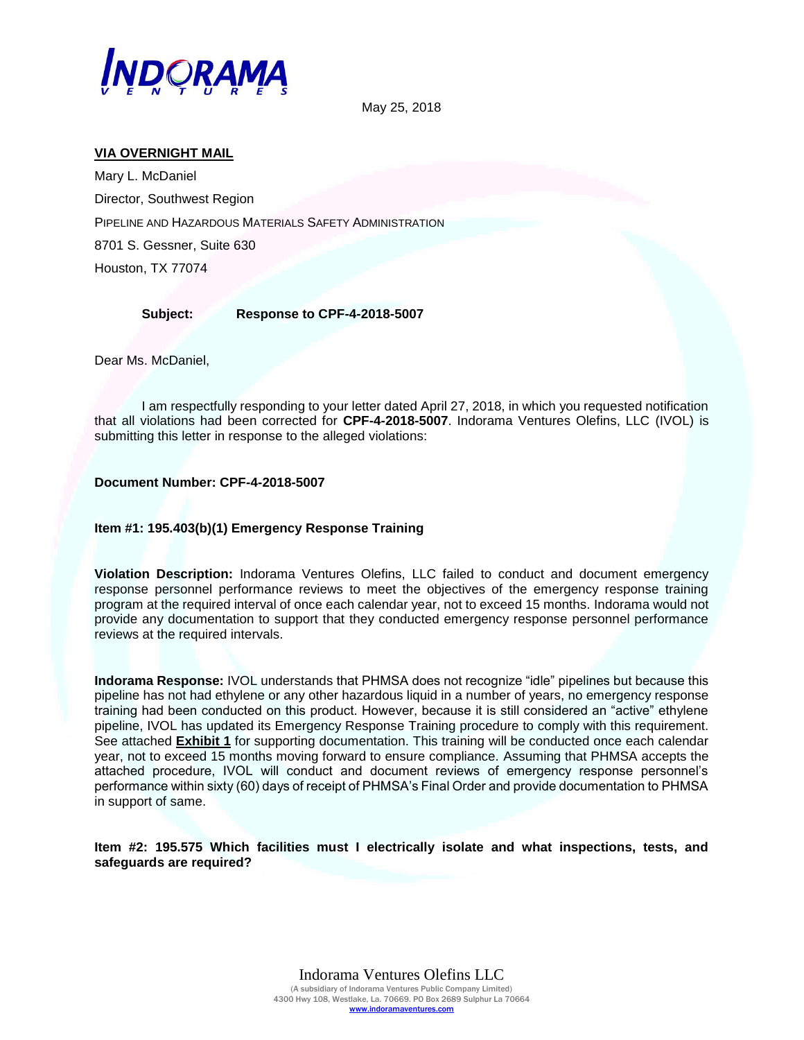May 25, 2018

**VIA OVERNIGHT MAIL**

Mary L. McDaniel

Director, Southwest Region

PIPELINE AND HAZARDOUS MATERIALS SAFETY ADMINISTRATION

8701 S. Gessner, Suite 630

Houston, TX 77074

**Subject: Response to CPF-4-2018-5007**

Dear Ms. McDaniel,

I am respectfully responding to your letter dated April 27, 2018, in which you requested notification that all violations had been corrected for **CPF-4-2018-5007**. Indorama Ventures Olefins, LLC (IVOL) is submitting this letter in response to the alleged violations:

**Document Number: CPF-4-2018-5007**

**Item #1: 195.403(b)(1) Emergency Response Training**

**Violation Description:** Indorama Ventures Olefins, LLC failed to conduct and document emergency response personnel performance reviews to meet the objectives of the emergency response training program at the required interval of once each calendar year, not to exceed 15 months. Indorama would not provide any documentation to support that they conducted emergency response personnel performance reviews at the required intervals.

**Indorama Response:** IVOL understands that PHMSA does not recognize "idle" pipelines but because this pipeline has not had ethylene or any other hazardous liquid in a number of years, no emergency response training had been conducted on this product. However, because it is still considered an "active" ethylene pipeline, IVOL has updated its Emergency Response Training procedure to comply with this requirement. See attached **Exhibit 1** for supporting documentation. This training will be conducted once each calendar year, not to exceed 15 months moving forward to ensure compliance. Assuming that PHMSA accepts the attached procedure, IVOL will conduct and document reviews of emergency response personnel's performance within sixty (60) days of receipt of PHMSA's Final Order and provide documentation to PHMSA in support of same.

**Item #2: 195.575 Which facilities must I electrically isolate and what inspections, tests, and safeguards are required?**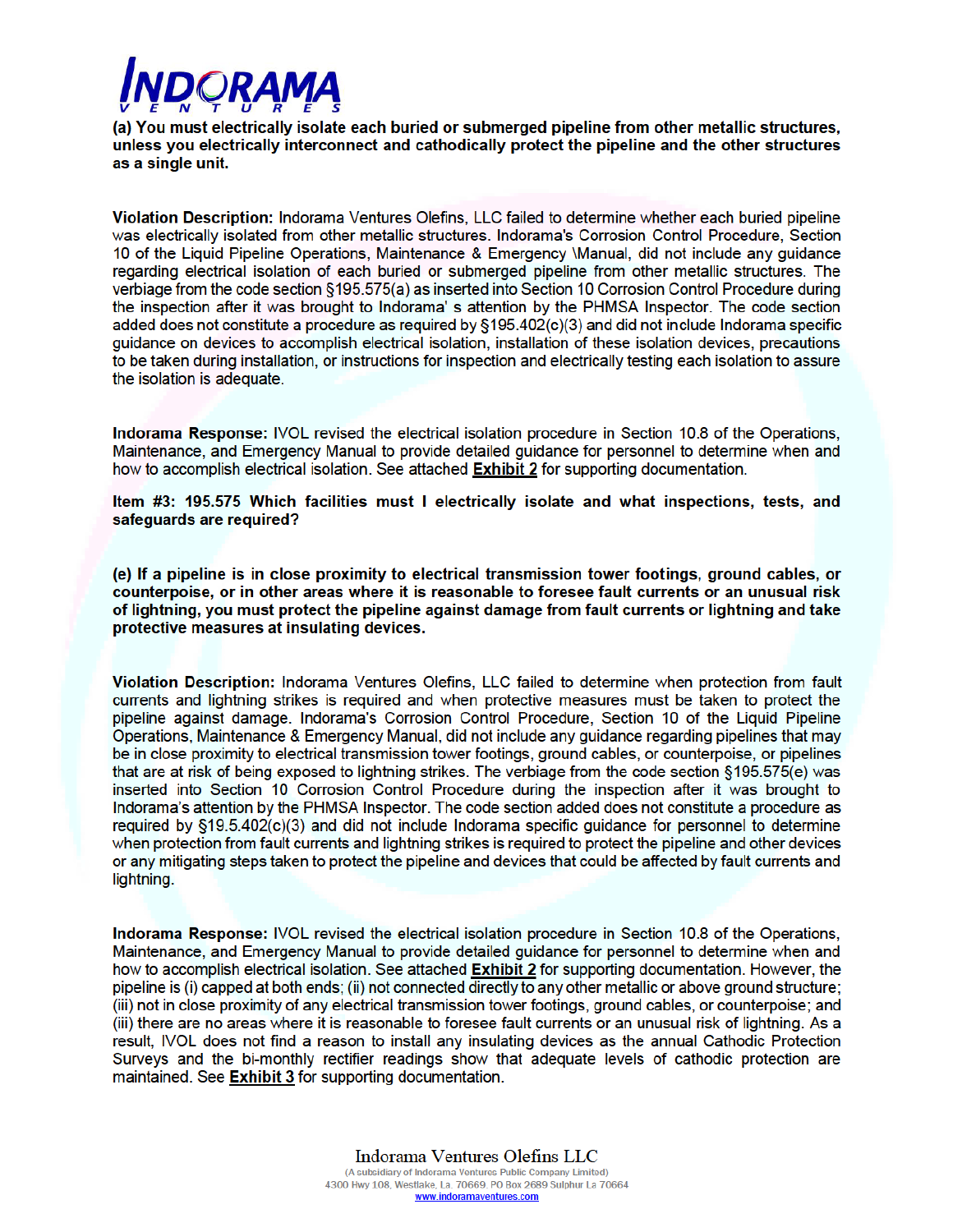**(a) You must electrically isolate each buried or submerged pipeline from other metallic structures, unless you electrically interconnect and cathodically protect the pipeline and the other structures as a single unit.**

**Violation Description:** Indorama Ventures Olefins, LLC failed to determine whether each buried pipeline was electrically isolated from other metallic structures. Indorama's Corrosion Control Procedure, Section 10 of the Liquid Pipeline Operations, Maintenance & Emergency \Manual, did not include any guidance regarding electrical isolation of each buried or submerged pipeline from other metallic structures. The verbiage from the code section §195.575(a) as inserted into Section 10 Corrosion Control Procedure during the inspection after it was brought to Indorama' s attention by the PHMSA Inspector. The code section added does not constitute a procedure as required by §195.402(c)(3) and did not include Indorama specific guidance on devices to accomplish electrical isolation, installation of these isolation devices, precautions to be taken during installation, or instructions for inspection and electrically testing each isolation to assure the isolation is adequate.

**Indorama Response:** IVOL revised the electrical isolation procedure in Section 10.8 of the Operations, Maintenance, and Emergency Manual to provide detailed guidance for personnel to determine when and how to accomplish electrical isolation. See attached **Exhibit 2** for supporting documentation.

**Item #3: 195.575 Which facilities must I electrically isolate and what inspections, tests, and safeguards are required?**

**(e) If a pipeline is in close proximity to electrical transmission tower footings, ground cables, or counterpoise, or in other areas where it is reasonable to foresee fault currents or an unusual risk of lightning, you must protect the pipeline against damage from fault currents or lightning and take protective measures at insulating devices.**

**Violation Description:** Indorama Ventures Olefins, LLC failed to determine when protection from fault currents and lightning strikes is required and when protective measures must be taken to protect the pipeline against damage. Indorama's Corrosion Control Procedure, Section 10 of the Liquid Pipeline Operations, Maintenance & Emergency Manual, did not include any guidance regarding pipelines that may be in close proximity to electrical transmission tower footings, ground cables, or counterpoise, or pipelines that are at risk of being exposed to lightning strikes. The verbiage from the code section §195.575(e) was inserted into Section 10 Corrosion Control Procedure during the inspection after it was brought to Indorama's attention by the PHMSA Inspector. The code section added does not constitute a procedure as required by §19.5.402(c)(3) and did not include Indorama specific guidance for personnel to determine when protection from fault currents and lightning strikes is required to protect the pipeline and other devices or any mitigating steps taken to protect the pipeline and devices that could be affected by fault currents and lightning.

**Indorama Response:** IVOL revised the electrical isolation procedure in Section 10.8 of the Operations, Maintenance, and Emergency Manual to provide detailed guidance for personnel to determine when and how to accomplish electrical isolation. See attached **Exhibit 2** for supporting documentation. However, the pipeline is (i) capped at both ends; (ii) not connected directly to any other metallic or above ground structure; (iii) not in close proximity of any electrical transmission tower footings, ground cables, or counterpoise; and (iii) there are no areas where it is reasonable to foresee fault currents or an unusual risk of lightning. As a result, IVOL does not find a reason to install any insulating devices as the annual Cathodic Protection Surveys and the bi-monthly rectifier readings show that adequate levels of cathodic protection are maintained. See **Exhibit 3** for supporting documentation.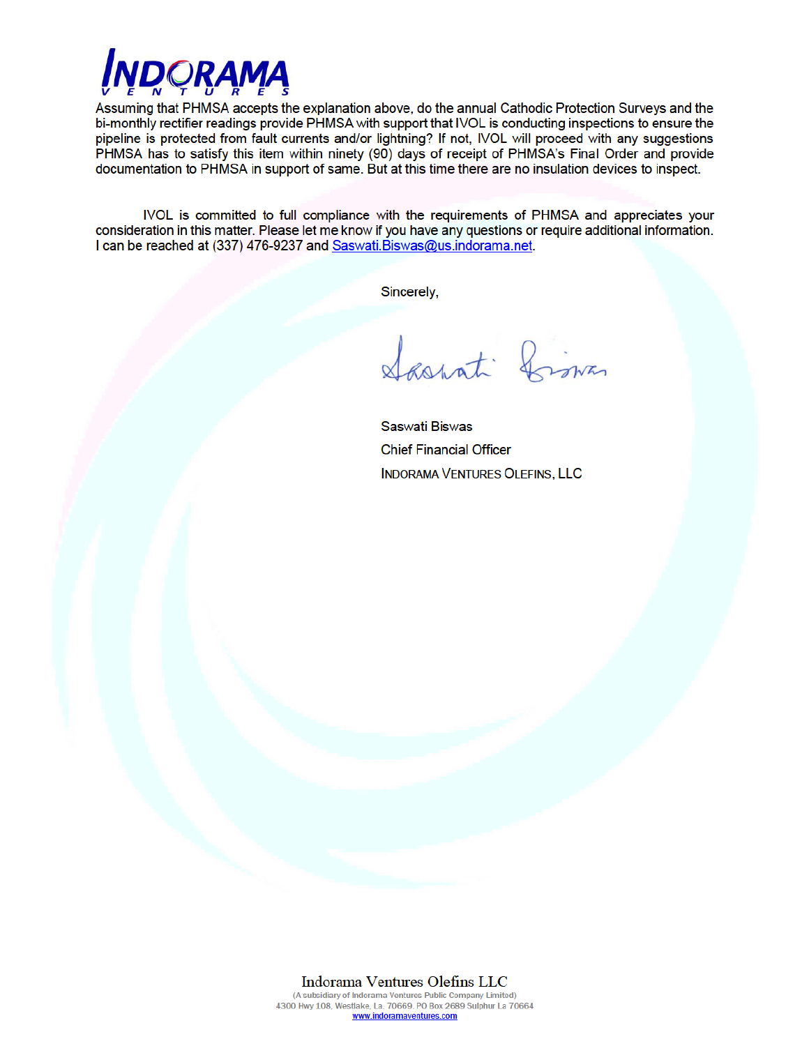Assuming that PHMSA accepts the explanation above, do the annual Cathodic Protection Surveys and the bi-monthly rectifier readings provide PHMSA with support that IVOL is conducting inspections to ensure the pipeline is protected from fault currents and/or lightning? If not, IVOL will proceed with any suggestions PHMSA has to satisfy this item within ninety (90) days of receipt of PHMSA's Final Order and provide documentation to PHMSA in support of same. But at this time there are no insulation devices to inspect.

IVOL is committed to full compliance with the requirements of PHMSA and appreciates your consideration in this matter. Please let me know if you have any questions or require additional information. I can be reached at (337) 476-9237 and Saswati.Biswas@us.indorama.net.

Sincerely,

Saswati Biswas
Chief Financial Officer
INDORAMA VENTURES OLEFINS, LLC

Indorama Ventures Olefins LLC
(A subsidiary of Indorama Ventures Public Company Limited)
4300 Hwy 108, Westlake, La. 70669. PO Box 2689 Sulphur La 70664
www.indoramaventures.com